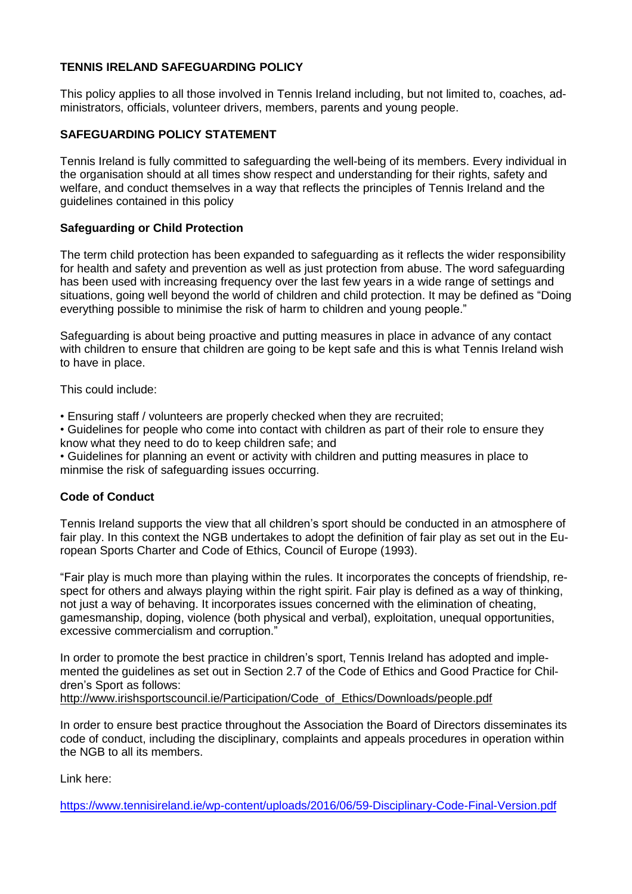**TENNIS IRELAND SAFEGUARDING POLICY**

This policy applies to all those involved in Tennis Ireland including, but not limited to, coaches, administrators, officials, volunteer drivers, members, parents and young people.

**SAFEGUARDING POLICY STATEMENT**

Tennis Ireland is fully committed to safeguarding the well-being of its members. Every individual in the organisation should at all times show respect and understanding for their rights, safety and welfare, and conduct themselves in a way that reflects the principles of Tennis Ireland and the guidelines contained in this policy

**Safeguarding or Child Protection**

The term child protection has been expanded to safeguarding as it reflects the wider responsibility for health and safety and prevention as well as just protection from abuse. The word safeguarding has been used with increasing frequency over the last few years in a wide range of settings and situations, going well beyond the world of children and child protection. It may be defined as "Doing everything possible to minimise the risk of harm to children and young people."

Safeguarding is about being proactive and putting measures in place in advance of any contact with children to ensure that children are going to be kept safe and this is what Tennis Ireland wish to have in place.

This could include:

- Ensuring staff / volunteers are properly checked when they are recruited;
- Guidelines for people who come into contact with children as part of their role to ensure they know what they need to do to keep children safe; and
- Guidelines for planning an event or activity with children and putting measures in place to minmise the risk of safeguarding issues occurring.

**Code of Conduct**

Tennis Ireland supports the view that all children's sport should be conducted in an atmosphere of fair play. In this context the NGB undertakes to adopt the definition of fair play as set out in the European Sports Charter and Code of Ethics, Council of Europe (1993).

"Fair play is much more than playing within the rules. It incorporates the concepts of friendship, respect for others and always playing within the right spirit. Fair play is defined as a way of thinking, not just a way of behaving. It incorporates issues concerned with the elimination of cheating, gamesmanship, doping, violence (both physical and verbal), exploitation, unequal opportunities, excessive commercialism and corruption."

In order to promote the best practice in children's sport, Tennis Ireland has adopted and implemented the guidelines as set out in Section 2.7 of the Code of Ethics and Good Practice for Children's Sport as follows:
http://www.irishsportscouncil.ie/Participation/Code_of_Ethics/Downloads/people.pdf

In order to ensure best practice throughout the Association the Board of Directors disseminates its code of conduct, including the disciplinary, complaints and appeals procedures in operation within the NGB to all its members.

Link here:

https://www.tennisireland.ie/wp-content/uploads/2016/06/59-Disciplinary-Code-Final-Version.pdf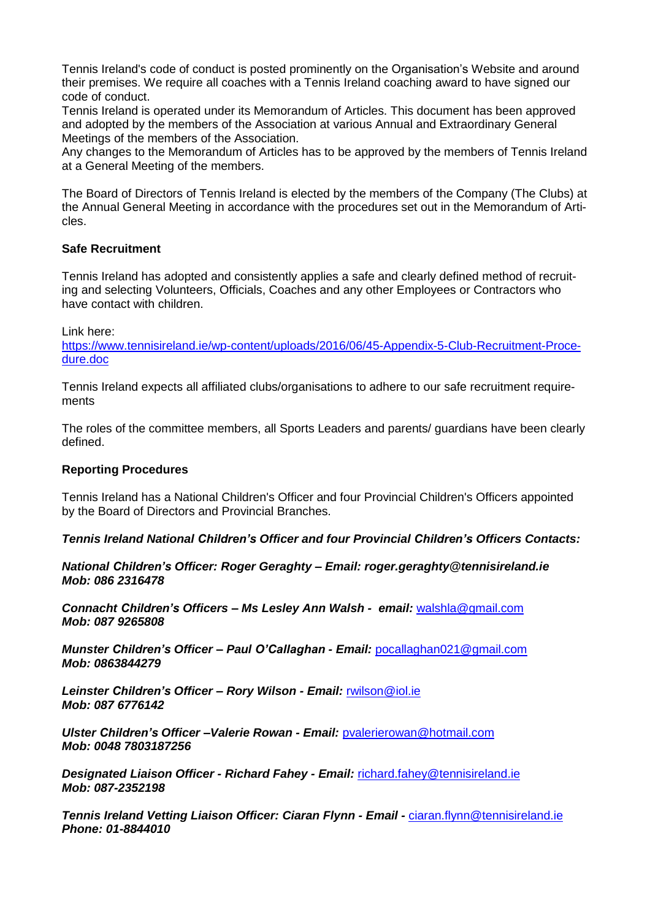Tennis Ireland's code of conduct is posted prominently on the Organisation's Website and around their premises. We require all coaches with a Tennis Ireland coaching award to have signed our code of conduct.
Tennis Ireland is operated under its Memorandum of Articles. This document has been approved and adopted by the members of the Association at various Annual and Extraordinary General Meetings of the members of the Association.
Any changes to the Memorandum of Articles has to be approved by the members of Tennis Ireland at a General Meeting of the members.

The Board of Directors of Tennis Ireland is elected by the members of the Company (The Clubs) at the Annual General Meeting in accordance with the procedures set out in the Memorandum of Articles.

**Safe Recruitment**

Tennis Ireland has adopted and consistently applies a safe and clearly defined method of recruiting and selecting Volunteers, Officials, Coaches and any other Employees or Contractors who have contact with children.

Link here:
[https://www.tennisireland.ie/wp-content/uploads/2016/06/45-Appendix-5-Club-Recruitment-Procedure.doc](https://www.tennisireland.ie/wp-content/uploads/2016/06/45-Appendix-5-Club-Recruitment-Procedure.doc)

Tennis Ireland expects all affiliated clubs/organisations to adhere to our safe recruitment requirements

The roles of the committee members, all Sports Leaders and parents/ guardians have been clearly defined.

**Reporting Procedures**

Tennis Ireland has a National Children's Officer and four Provincial Children's Officers appointed by the Board of Directors and Provincial Branches.

***Tennis Ireland National Children's Officer and four Provincial Children's Officers Contacts:***

***National Children's Officer: Roger Geraghty – Email: roger.geraghty@tennisireland.ie***
***Mob: 086 2316478***

***Connacht Children's Officers – Ms Lesley Ann Walsh - email:*** walshla@gmail.com
***Mob: 087 9265808***

***Munster Children's Officer – Paul O'Callaghan - Email:*** pocallaghan021@gmail.com
***Mob: 0863844279***

***Leinster Children's Officer – Rory Wilson - Email:*** rwilson@iol.ie
***Mob: 087 6776142***

***Ulster Children's Officer –Valerie Rowan - Email:*** pvalerierowan@hotmail.com
***Mob: 0048 7803187256***

***Designated Liaison Officer - Richard Fahey - Email:*** richard.fahey@tennisireland.ie
***Mob: 087-2352198***

***Tennis Ireland Vetting Liaison Officer: Ciaran Flynn - Email -*** ciaran.flynn@tennisireland.ie
***Phone: 01-8844010***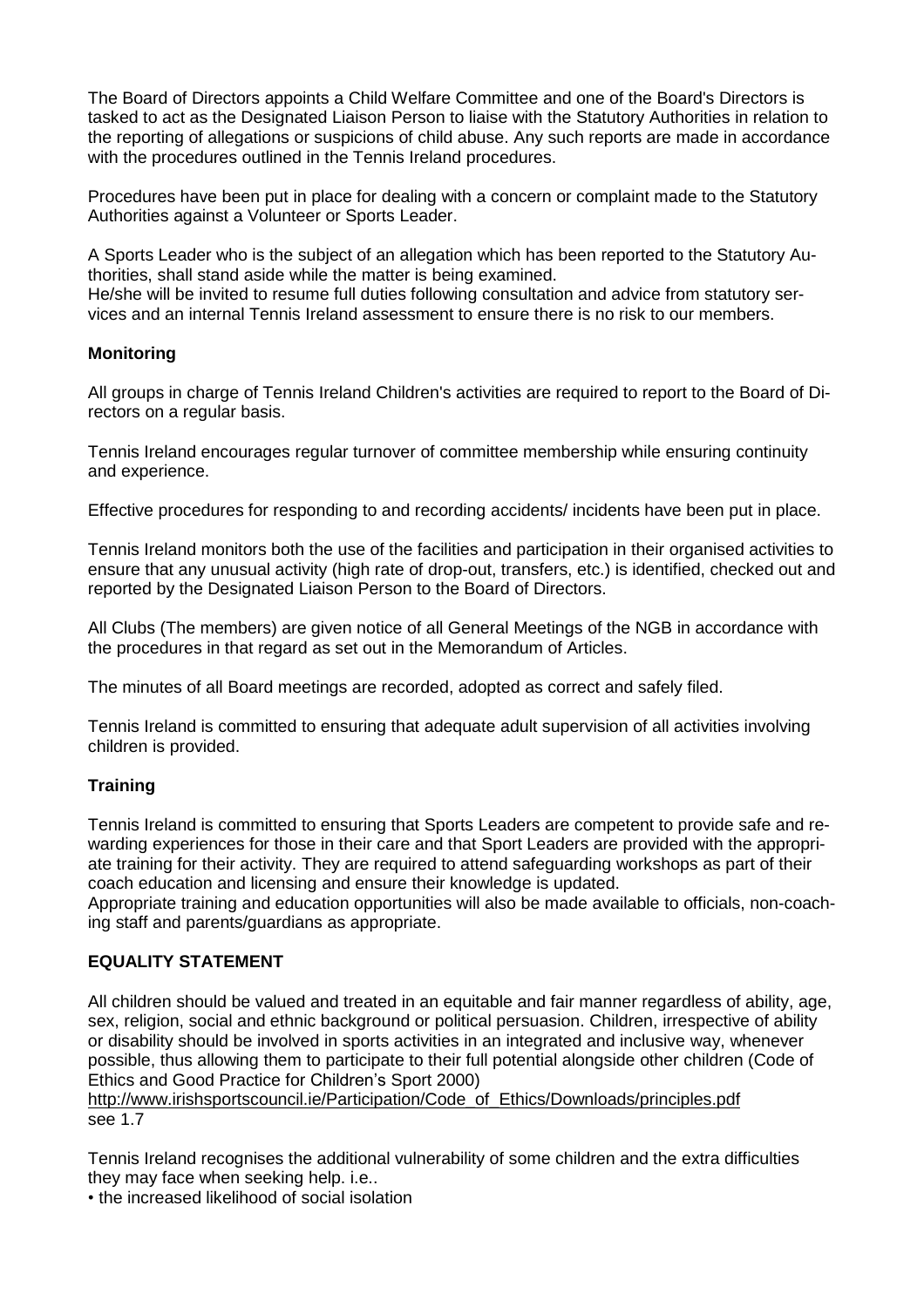The Board of Directors appoints a Child Welfare Committee and one of the Board's Directors is tasked to act as the Designated Liaison Person to liaise with the Statutory Authorities in relation to the reporting of allegations or suspicions of child abuse. Any such reports are made in accordance with the procedures outlined in the Tennis Ireland procedures.

Procedures have been put in place for dealing with a concern or complaint made to the Statutory Authorities against a Volunteer or Sports Leader.

A Sports Leader who is the subject of an allegation which has been reported to the Statutory Authorities, shall stand aside while the matter is being examined.
He/she will be invited to resume full duties following consultation and advice from statutory services and an internal Tennis Ireland assessment to ensure there is no risk to our members.

**Monitoring**

All groups in charge of Tennis Ireland Children's activities are required to report to the Board of Directors on a regular basis.

Tennis Ireland encourages regular turnover of committee membership while ensuring continuity and experience.

Effective procedures for responding to and recording accidents/ incidents have been put in place.

Tennis Ireland monitors both the use of the facilities and participation in their organised activities to ensure that any unusual activity (high rate of drop-out, transfers, etc.) is identified, checked out and reported by the Designated Liaison Person to the Board of Directors.

All Clubs (The members) are given notice of all General Meetings of the NGB in accordance with the procedures in that regard as set out in the Memorandum of Articles.

The minutes of all Board meetings are recorded, adopted as correct and safely filed.

Tennis Ireland is committed to ensuring that adequate adult supervision of all activities involving children is provided.

**Training**

Tennis Ireland is committed to ensuring that Sports Leaders are competent to provide safe and rewarding experiences for those in their care and that Sport Leaders are provided with the appropriate training for their activity. They are required to attend safeguarding workshops as part of their coach education and licensing and ensure their knowledge is updated.
Appropriate training and education opportunities will also be made available to officials, non-coaching staff and parents/guardians as appropriate.

**EQUALITY STATEMENT**

All children should be valued and treated in an equitable and fair manner regardless of ability, age, sex, religion, social and ethnic background or political persuasion. Children, irrespective of ability or disability should be involved in sports activities in an integrated and inclusive way, whenever possible, thus allowing them to participate to their full potential alongside other children (Code of Ethics and Good Practice for Children's Sport 2000)
http://www.irishsportscouncil.ie/Participation/Code_of_Ethics/Downloads/principles.pdf
see 1.7

Tennis Ireland recognises the additional vulnerability of some children and the extra difficulties they may face when seeking help. i.e..

- the increased likelihood of social isolation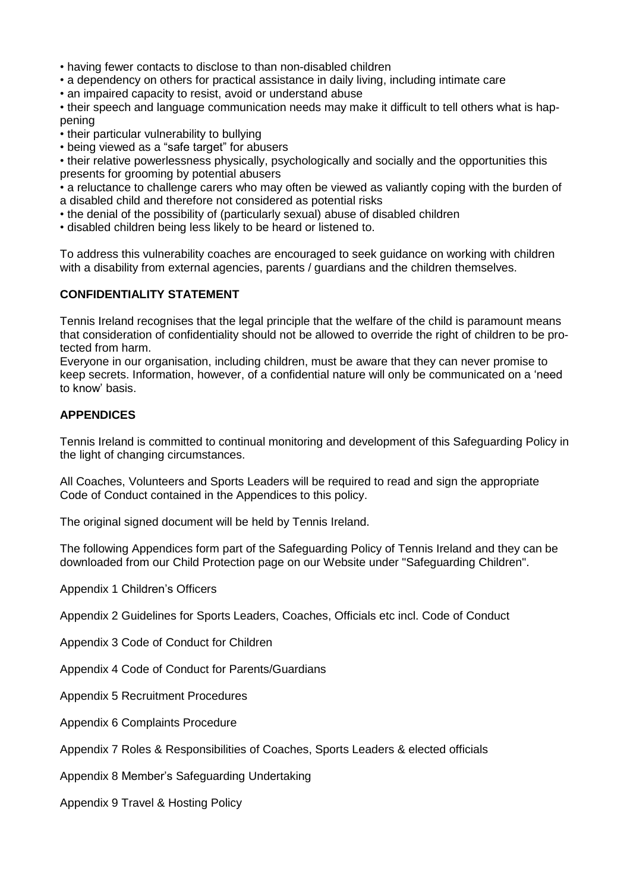- having fewer contacts to disclose to than non-disabled children
- a dependency on others for practical assistance in daily living, including intimate care
- an impaired capacity to resist, avoid or understand abuse
- their speech and language communication needs may make it difficult to tell others what is happening
- their particular vulnerability to bullying
- being viewed as a "safe target" for abusers
- their relative powerlessness physically, psychologically and socially and the opportunities this presents for grooming by potential abusers
- a reluctance to challenge carers who may often be viewed as valiantly coping with the burden of a disabled child and therefore not considered as potential risks
- the denial of the possibility of (particularly sexual) abuse of disabled children
- disabled children being less likely to be heard or listened to.

To address this vulnerability coaches are encouraged to seek guidance on working with children with a disability from external agencies, parents / guardians and the children themselves.

**CONFIDENTIALITY STATEMENT**

Tennis Ireland recognises that the legal principle that the welfare of the child is paramount means that consideration of confidentiality should not be allowed to override the right of children to be protected from harm.

Everyone in our organisation, including children, must be aware that they can never promise to keep secrets. Information, however, of a confidential nature will only be communicated on a 'need to know' basis.

**APPENDICES**

Tennis Ireland is committed to continual monitoring and development of this Safeguarding Policy in the light of changing circumstances.

All Coaches, Volunteers and Sports Leaders will be required to read and sign the appropriate Code of Conduct contained in the Appendices to this policy.

The original signed document will be held by Tennis Ireland.

The following Appendices form part of the Safeguarding Policy of Tennis Ireland and they can be downloaded from our Child Protection page on our Website under "Safeguarding Children".

Appendix 1 Children's Officers

Appendix 2 Guidelines for Sports Leaders, Coaches, Officials etc incl. Code of Conduct

Appendix 3 Code of Conduct for Children

Appendix 4 Code of Conduct for Parents/Guardians

Appendix 5 Recruitment Procedures

Appendix 6 Complaints Procedure

Appendix 7 Roles & Responsibilities of Coaches, Sports Leaders & elected officials

Appendix 8 Member's Safeguarding Undertaking

Appendix 9 Travel & Hosting Policy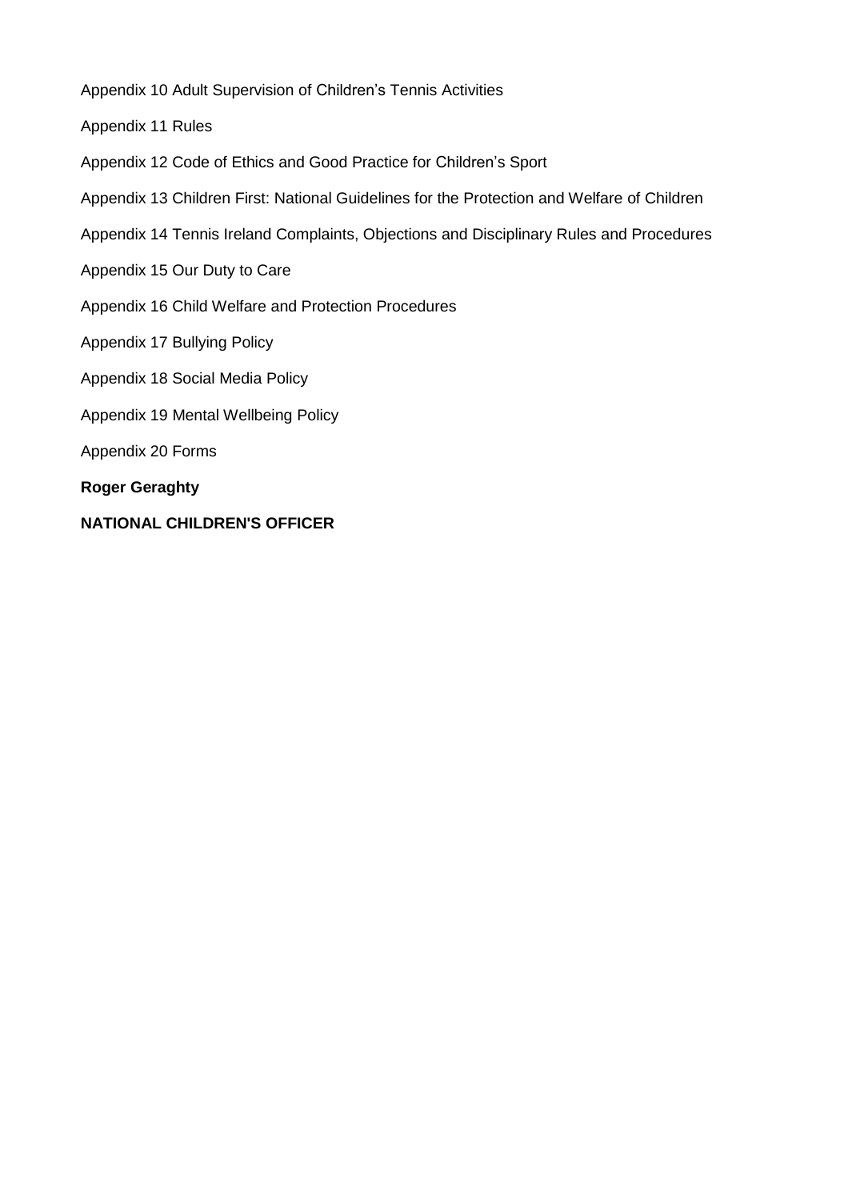Appendix 10 Adult Supervision of Children's Tennis Activities

Appendix 11 Rules

Appendix 12 Code of Ethics and Good Practice for Children's Sport

Appendix 13 Children First: National Guidelines for the Protection and Welfare of Children

Appendix 14 Tennis Ireland Complaints, Objections and Disciplinary Rules and Procedures

Appendix 15 Our Duty to Care

Appendix 16 Child Welfare and Protection Procedures

Appendix 17 Bullying Policy

Appendix 18 Social Media Policy

Appendix 19 Mental Wellbeing Policy

Appendix 20 Forms

**Roger Geraghty**

**NATIONAL CHILDREN'S OFFICER**